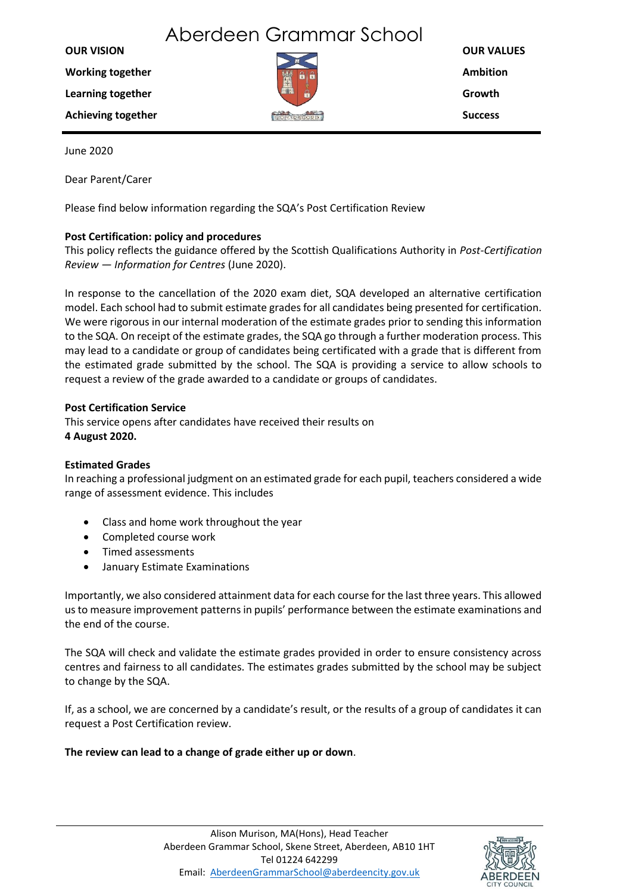# Aberdeen Grammar School

**OUR VISION**

**Working together**

**Learning together**

**Achieving together**

**OUR VALUES**

**Ambition**

**Growth**

**Success**

June 2020

Dear Parent/Carer

Please find below information regarding the SQA's Post Certification Review

**Post Certification: policy and procedures**
This policy reflects the guidance offered by the Scottish Qualifications Authority in *Post-Certification Review — Information for Centres* (June 2020).

In response to the cancellation of the 2020 exam diet, SQA developed an alternative certification model. Each school had to submit estimate grades for all candidates being presented for certification. We were rigorous in our internal moderation of the estimate grades prior to sending this information to the SQA. On receipt of the estimate grades, the SQA go through a further moderation process. This may lead to a candidate or group of candidates being certificated with a grade that is different from the estimated grade submitted by the school. The SQA is providing a service to allow schools to request a review of the grade awarded to a candidate or groups of candidates.

**Post Certification Service**
This service opens after candidates have received their results on
**4 August 2020.**

**Estimated Grades**
In reaching a professional judgment on an estimated grade for each pupil, teachers considered a wide range of assessment evidence. This includes

- Class and home work throughout the year
- Completed course work
- Timed assessments
- January Estimate Examinations

Importantly, we also considered attainment data for each course for the last three years. This allowed us to measure improvement patterns in pupils' performance between the estimate examinations and the end of the course.

The SQA will check and validate the estimate grades provided in order to ensure consistency across centres and fairness to all candidates. The estimates grades submitted by the school may be subject to change by the SQA.

If, as a school, we are concerned by a candidate's result, or the results of a group of candidates it can request a Post Certification review.

**The review can lead to a change of grade either up or down**.

Alison Murison, MA(Hons), Head Teacher
Aberdeen Grammar School, Skene Street, Aberdeen, AB10 1HT
Tel 01224 642299
Email: AberdeenGrammarSchool@aberdeencity.gov.uk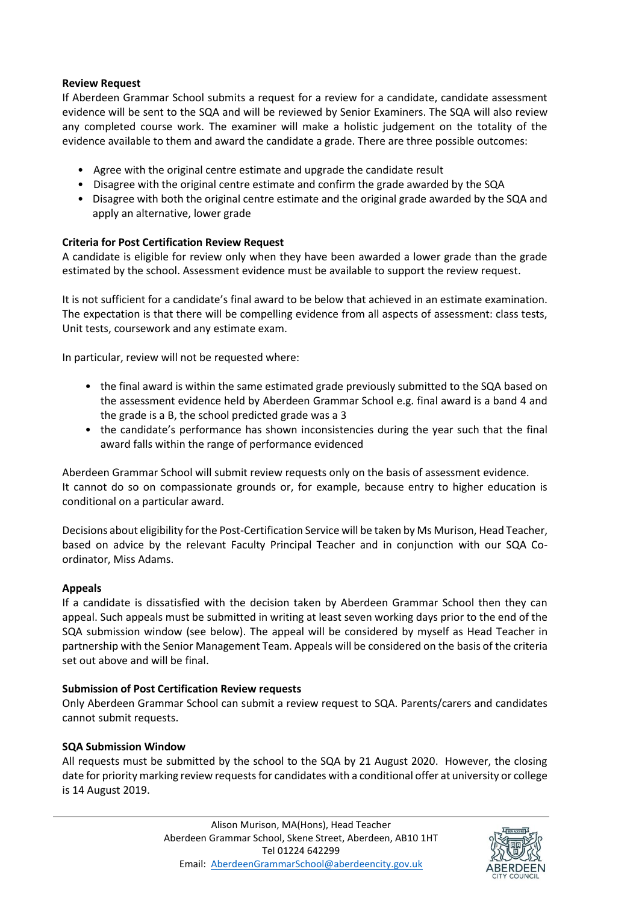**Review Request**

If Aberdeen Grammar School submits a request for a review for a candidate, candidate assessment evidence will be sent to the SQA and will be reviewed by Senior Examiners. The SQA will also review any completed course work. The examiner will make a holistic judgement on the totality of the evidence available to them and award the candidate a grade. There are three possible outcomes:

- Agree with the original centre estimate and upgrade the candidate result
- Disagree with the original centre estimate and confirm the grade awarded by the SQA
- Disagree with both the original centre estimate and the original grade awarded by the SQA and apply an alternative, lower grade

**Criteria for Post Certification Review Request**

A candidate is eligible for review only when they have been awarded a lower grade than the grade estimated by the school. Assessment evidence must be available to support the review request.

It is not sufficient for a candidate's final award to be below that achieved in an estimate examination. The expectation is that there will be compelling evidence from all aspects of assessment: class tests, Unit tests, coursework and any estimate exam.

In particular, review will not be requested where:

- the final award is within the same estimated grade previously submitted to the SQA based on the assessment evidence held by Aberdeen Grammar School e.g. final award is a band 4 and the grade is a B, the school predicted grade was a 3
- the candidate's performance has shown inconsistencies during the year such that the final award falls within the range of performance evidenced

Aberdeen Grammar School will submit review requests only on the basis of assessment evidence. It cannot do so on compassionate grounds or, for example, because entry to higher education is conditional on a particular award.

Decisions about eligibility for the Post-Certification Service will be taken by Ms Murison, Head Teacher, based on advice by the relevant Faculty Principal Teacher and in conjunction with our SQA Co-ordinator, Miss Adams.

**Appeals**

If a candidate is dissatisfied with the decision taken by Aberdeen Grammar School then they can appeal. Such appeals must be submitted in writing at least seven working days prior to the end of the SQA submission window (see below). The appeal will be considered by myself as Head Teacher in partnership with the Senior Management Team. Appeals will be considered on the basis of the criteria set out above and will be final.

**Submission of Post Certification Review requests**

Only Aberdeen Grammar School can submit a review request to SQA. Parents/carers and candidates cannot submit requests.

**SQA Submission Window**

All requests must be submitted by the school to the SQA by 21 August 2020. However, the closing date for priority marking review requests for candidates with a conditional offer at university or college is 14 August 2019.

Alison Murison, MA(Hons), Head Teacher
Aberdeen Grammar School, Skene Street, Aberdeen, AB10 1HT
Tel 01224 642299
Email: AberdeenGrammarSchool@aberdeencity.gov.uk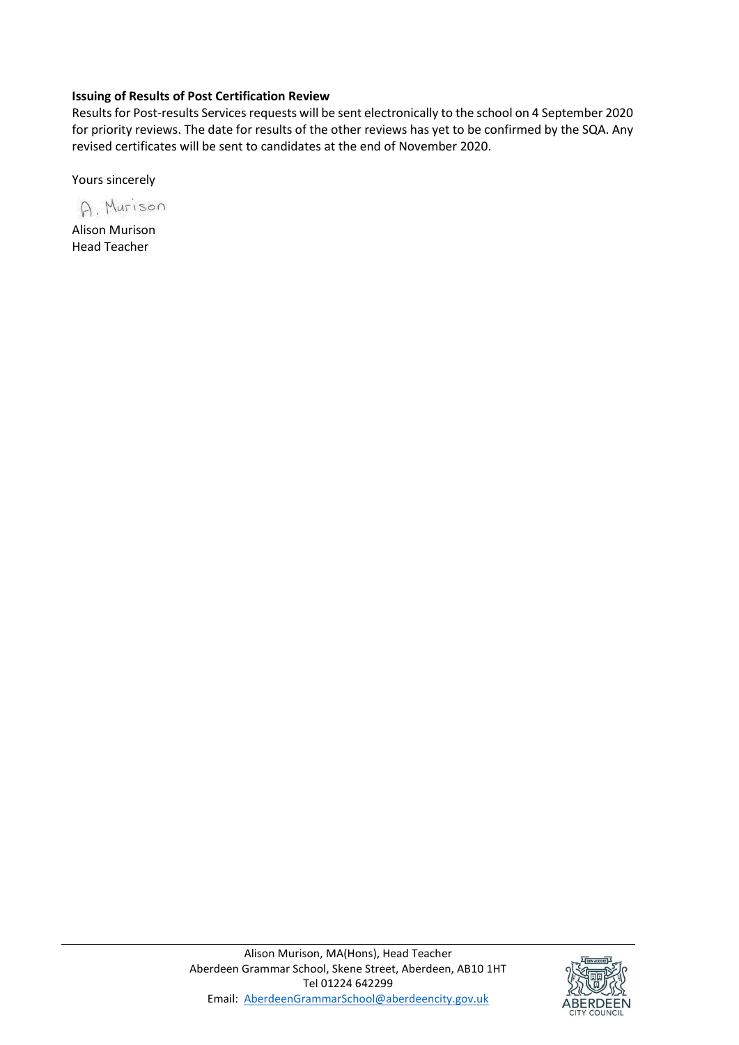**Issuing of Results of Post Certification Review**

Results for Post-results Services requests will be sent electronically to the school on 4 September 2020 for priority reviews. The date for results of the other reviews has yet to be confirmed by the SQA. Any revised certificates will be sent to candidates at the end of November 2020.

Yours sincerely

A. Murison

Alison Murison
Head Teacher

Alison Murison, MA(Hons), Head Teacher
Aberdeen Grammar School, Skene Street, Aberdeen, AB10 1HT
Tel 01224 642299
Email: AberdeenGrammarSchool@aberdeencity.gov.uk

ABERDEEN CITY COUNCIL